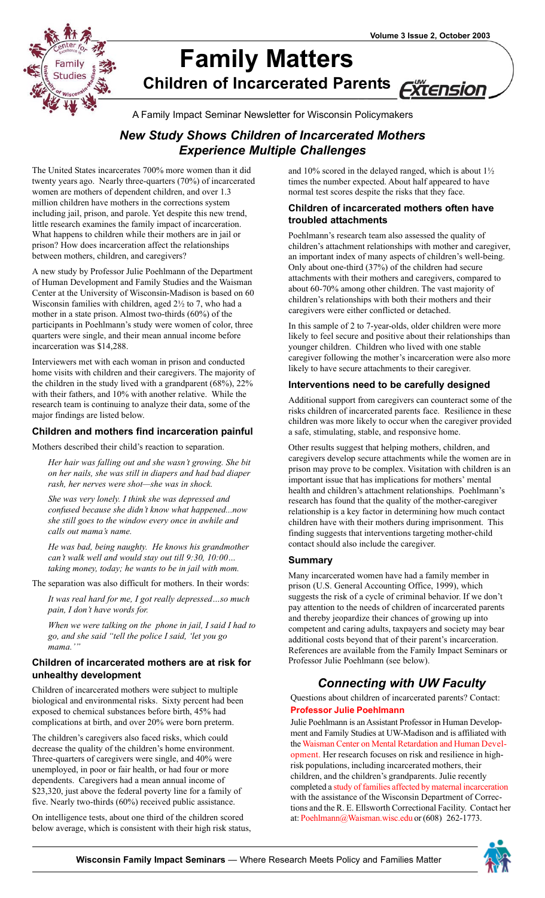# Family Matters

## Children of Incarcerated Parents

A Family Impact Seminar Newsletter for Wisconsin Policymakers

## *New Study Shows Children of Incarcerated Mothers Experience Multiple Challenges*

The United States incarcerates 700% more women than it did twenty years ago. Nearly three-quarters (70%) of incarcerated women are mothers of dependent children, and over 1.3 million children have mothers in the corrections system including jail, prison, and parole. Yet despite this new trend, little research examines the family impact of incarceration. What happens to children while their mothers are in jail or prison? How does incarceration affect the relationships between mothers, children, and caregivers?

A new study by Professor Julie Poehlmann of the Department of Human Development and Family Studies and the Waisman Center at the University of Wisconsin-Madison is based on 60 Wisconsin families with children, aged 2½ to 7, who had a mother in a state prison. Almost two-thirds (60%) of the participants in Poehlmann's study were women of color, three quarters were single, and their mean annual income before incarceration was $14,288.

Interviewers met with each woman in prison and conducted home visits with children and their caregivers. The majority of the children in the study lived with a grandparent (68%), 22% with their fathers, and 10% with another relative. While the research team is continuing to analyze their data, some of the major findings are listed below.

### Children and mothers find incarceration painful

Mothers described their child's reaction to separation.

> *Her hair was falling out and she wasn't growing. She bit on her nails, she was still in diapers and had bad diaper rash, her nerves were shot—she was in shock.*
>
> *She was very lonely. I think she was depressed and confused because she didn't know what happened...now she still goes to the window every once in awhile and calls out mama's name.*
>
> *He was bad, being naughty. He knows his grandmother can't walk well and would stay out till 9:30, 10:00… taking money, today; he wants to be in jail with mom.*

The separation was also difficult for mothers. In their words:

> *It was real hard for me, I got really depressed…so much pain, I don't have words for.*
>
> *When we were talking on the phone in jail, I said I had to go, and she said "tell the police I said, 'let you go mama.'"*

### Children of incarcerated mothers are at risk for unhealthy development

Children of incarcerated mothers were subject to multiple biological and environmental risks. Sixty percent had been exposed to chemical substances before birth, 45% had complications at birth, and over 20% were born preterm.

The children's caregivers also faced risks, which could decrease the quality of the children's home environment. Three-quarters of caregivers were single, and 40% were unemployed, in poor or fair health, or had four or more dependents. Caregivers had a mean annual income of $23,320, just above the federal poverty line for a family of five. Nearly two-thirds (60%) received public assistance.

On intelligence tests, about one third of the children scored below average, which is consistent with their high risk status, and 10% scored in the delayed ranged, which is about 1½ times the number expected. About half appeared to have normal test scores despite the risks that they face.

### Children of incarcerated mothers often have troubled attachments

Poehlmann's research team also assessed the quality of children's attachment relationships with mother and caregiver, an important index of many aspects of children's well-being. Only about one-third (37%) of the children had secure attachments with their mothers and caregivers, compared to about 60-70% among other children. The vast majority of children's relationships with both their mothers and their caregivers were either conflicted or detached.

In this sample of 2 to 7-year-olds, older children were more likely to feel secure and positive about their relationships than younger children. Children who lived with one stable caregiver following the mother's incarceration were also more likely to have secure attachments to their caregiver.

### Interventions need to be carefully designed

Additional support from caregivers can counteract some of the risks children of incarcerated parents face. Resilience in these children was more likely to occur when the caregiver provided a safe, stimulating, stable, and responsive home.

Other results suggest that helping mothers, children, and caregivers develop secure attachments while the women are in prison may prove to be complex. Visitation with children is an important issue that has implications for mothers' mental health and children's attachment relationships. Poehlmann's research has found that the quality of the mother-caregiver relationship is a key factor in determining how much contact children have with their mothers during imprisonment. This finding suggests that interventions targeting mother-child contact should also include the caregiver.

### Summary

Many incarcerated women have had a family member in prison (U.S. General Accounting Office, 1999), which suggests the risk of a cycle of criminal behavior. If we don't pay attention to the needs of children of incarcerated parents and thereby jeopardize their chances of growing up into competent and caring adults, taxpayers and society may bear additional costs beyond that of their parent's incarceration. References are available from the Family Impact Seminars or Professor Julie Poehlmann (see below).

## *Connecting with UW Faculty*

Questions about children of incarcerated parents? Contact:

**Professor Julie Poehlmann**

Julie Poehlmann is an Assistant Professor in Human Development and Family Studies at UW-Madison and is affiliated with the Waisman Center on Mental Retardation and Human Development. Her research focuses on risk and resilience in high-risk populations, including incarcerated mothers, their children, and the children's grandparents. Julie recently completed a study of families affected by maternal incarceration with the assistance of the Wisconsin Department of Corrections and the R. E. Ellsworth Correctional Facility. Contact her at: Poehlmann@Waisman.wisc.edu or (608) 262-1773.

**Wisconsin Family Impact Seminars** — Where Research Meets Policy and Families Matter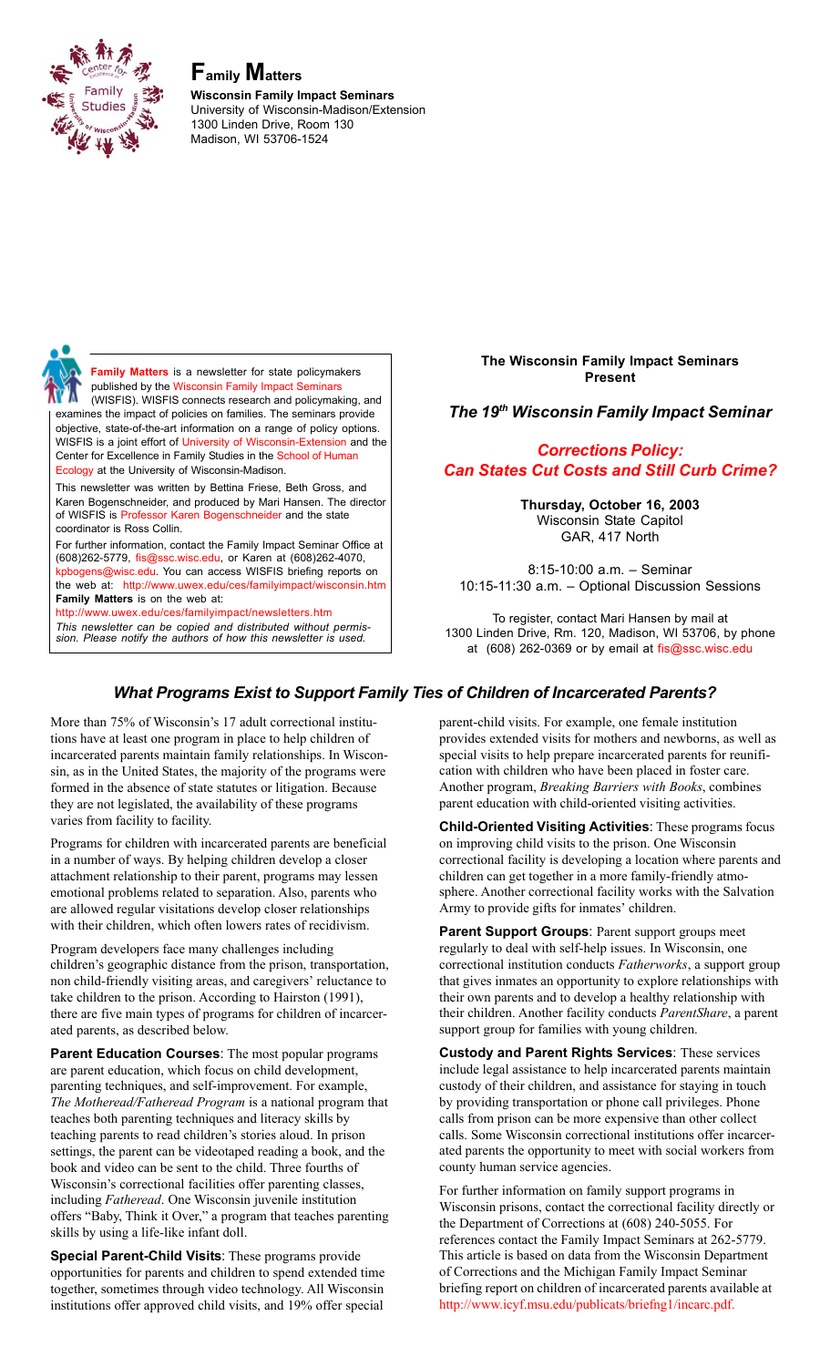# Family Matters

**Wisconsin Family Impact Seminars**
University of Wisconsin-Madison/Extension
1300 Linden Drive, Room 130
Madison, WI 53706-1524

**Family Matters** is a newsletter for state policymakers published by the Wisconsin Family Impact Seminars (WISFIS). WISFIS connects research and policymaking, and examines the impact of policies on families. The seminars provide objective, state-of-the-art information on a range of policy options. WISFIS is a joint effort of University of Wisconsin-Extension and the Center for Excellence in Family Studies in the School of Human Ecology at the University of Wisconsin-Madison.

This newsletter was written by Bettina Friese, Beth Gross, and Karen Bogenschneider, and produced by Mari Hansen. The director of WISFIS is Professor Karen Bogenschneider and the state coordinator is Ross Collin.

For further information, contact the Family Impact Seminar Office at (608)262-5779, fis@ssc.wisc.edu, or Karen at (608)262-4070, kpbogens@wisc.edu. You can access WISFIS briefing reports on the web at: http://www.uwex.edu/ces/familyimpact/wisconsin.htm
**Family Matters** is on the web at:
http://www.uwex.edu/ces/familyimpact/newsletters.htm

*This newsletter can be copied and distributed without permission. Please notify the authors of how this newsletter is used.*

**The Wisconsin Family Impact Seminars Present**

***The 19th Wisconsin Family Impact Seminar***

***Corrections Policy: Can States Cut Costs and Still Curb Crime?***

**Thursday, October 16, 2003**
Wisconsin State Capitol
GAR, 417 North

8:15-10:00 a.m. – Seminar
10:15-11:30 a.m. – Optional Discussion Sessions

To register, contact Mari Hansen by mail at 1300 Linden Drive, Rm. 120, Madison, WI 53706, by phone at (608) 262-0369 or by email at fis@ssc.wisc.edu

## *What Programs Exist to Support Family Ties of Children of Incarcerated Parents?*

More than 75% of Wisconsin's 17 adult correctional institutions have at least one program in place to help children of incarcerated parents maintain family relationships. In Wisconsin, as in the United States, the majority of the programs were formed in the absence of state statutes or litigation. Because they are not legislated, the availability of these programs varies from facility to facility.

Programs for children with incarcerated parents are beneficial in a number of ways. By helping children develop a closer attachment relationship to their parent, programs may lessen emotional problems related to separation. Also, parents who are allowed regular visitations develop closer relationships with their children, which often lowers rates of recidivism.

Program developers face many challenges including children's geographic distance from the prison, transportation, non child-friendly visiting areas, and caregivers' reluctance to take children to the prison. According to Hairston (1991), there are five main types of programs for children of incarcerated parents, as described below.

**Parent Education Courses**: The most popular programs are parent education, which focus on child development, parenting techniques, and self-improvement. For example, *The Motheread/Fatheread Program* is a national program that teaches both parenting techniques and literacy skills by teaching parents to read children's stories aloud. In prison settings, the parent can be videotaped reading a book, and the book and video can be sent to the child. Three fourths of Wisconsin's correctional facilities offer parenting classes, including *Fatheread*. One Wisconsin juvenile institution offers "Baby, Think it Over," a program that teaches parenting skills by using a life-like infant doll.

**Special Parent-Child Visits**: These programs provide opportunities for parents and children to spend extended time together, sometimes through video technology. All Wisconsin institutions offer approved child visits, and 19% offer special parent-child visits. For example, one female institution provides extended visits for mothers and newborns, as well as special visits to help prepare incarcerated parents for reunification with children who have been placed in foster care. Another program, *Breaking Barriers with Books*, combines parent education with child-oriented visiting activities.

**Child-Oriented Visiting Activities**: These programs focus on improving child visits to the prison. One Wisconsin correctional facility is developing a location where parents and children can get together in a more family-friendly atmosphere. Another correctional facility works with the Salvation Army to provide gifts for inmates' children.

**Parent Support Groups**: Parent support groups meet regularly to deal with self-help issues. In Wisconsin, one correctional institution conducts *Fatherworks*, a support group that gives inmates an opportunity to explore relationships with their own parents and to develop a healthy relationship with their children. Another facility conducts *ParentShare*, a parent support group for families with young children.

**Custody and Parent Rights Services**: These services include legal assistance to help incarcerated parents maintain custody of their children, and assistance for staying in touch by providing transportation or phone call privileges. Phone calls from prison can be more expensive than other collect calls. Some Wisconsin correctional institutions offer incarcerated parents the opportunity to meet with social workers from county human service agencies.

For further information on family support programs in Wisconsin prisons, contact the correctional facility directly or the Department of Corrections at (608) 240-5055. For references contact the Family Impact Seminars at 262-5779. This article is based on data from the Wisconsin Department of Corrections and the Michigan Family Impact Seminar briefing report on children of incarcerated parents available at http://www.icyf.msu.edu/publicats/briefng1/incarc.pdf.